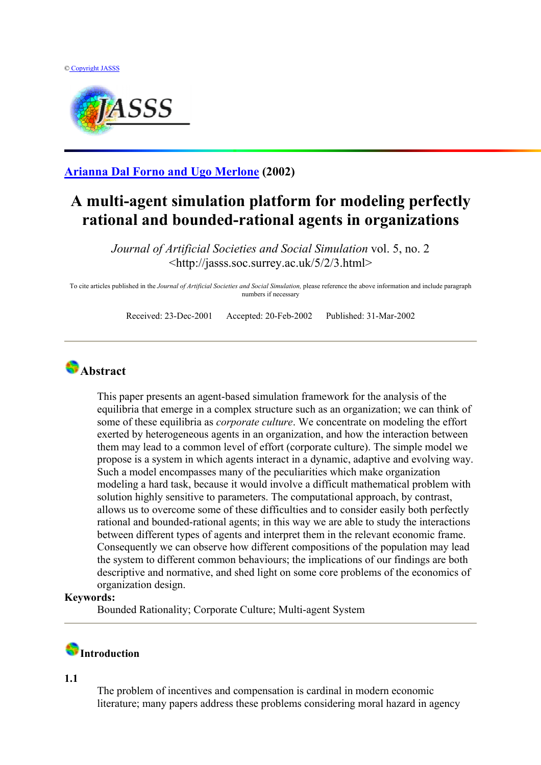© Copyright JASSS

JASSS

**Arianna Dal Forno and Ugo Merlone** (2002)

# A multi-agent simulation platform for modeling perfectly rational and bounded-rational agents in organizations

*Journal of Artificial Societies and Social Simulation* vol. 5, no. 2
<http://jasss.soc.surrey.ac.uk/5/2/3.html>

To cite articles published in the *Journal of Artificial Societies and Social Simulation,* please reference the above information and include paragraph numbers if necessary

Received: 23-Dec-2001 Accepted: 20-Feb-2002 Published: 31-Mar-2002

---

## Abstract

This paper presents an agent-based simulation framework for the analysis of the equilibria that emerge in a complex structure such as an organization; we can think of some of these equilibria as *corporate culture*. We concentrate on modeling the effort exerted by heterogeneous agents in an organization, and how the interaction between them may lead to a common level of effort (corporate culture). The simple model we propose is a system in which agents interact in a dynamic, adaptive and evolving way. Such a model encompasses many of the peculiarities which make organization modeling a hard task, because it would involve a difficult mathematical problem with solution highly sensitive to parameters. The computational approach, by contrast, allows us to overcome some of these difficulties and to consider easily both perfectly rational and bounded-rational agents; in this way we are able to study the interactions between different types of agents and interpret them in the relevant economic frame. Consequently we can observe how different compositions of the population may lead the system to different common behaviours; the implications of our findings are both descriptive and normative, and shed light on some core problems of the economics of organization design.

**Keywords:**
Bounded Rationality; Corporate Culture; Multi-agent System

---

## Introduction

**1.1**

The problem of incentives and compensation is cardinal in modern economic literature; many papers address these problems considering moral hazard in agency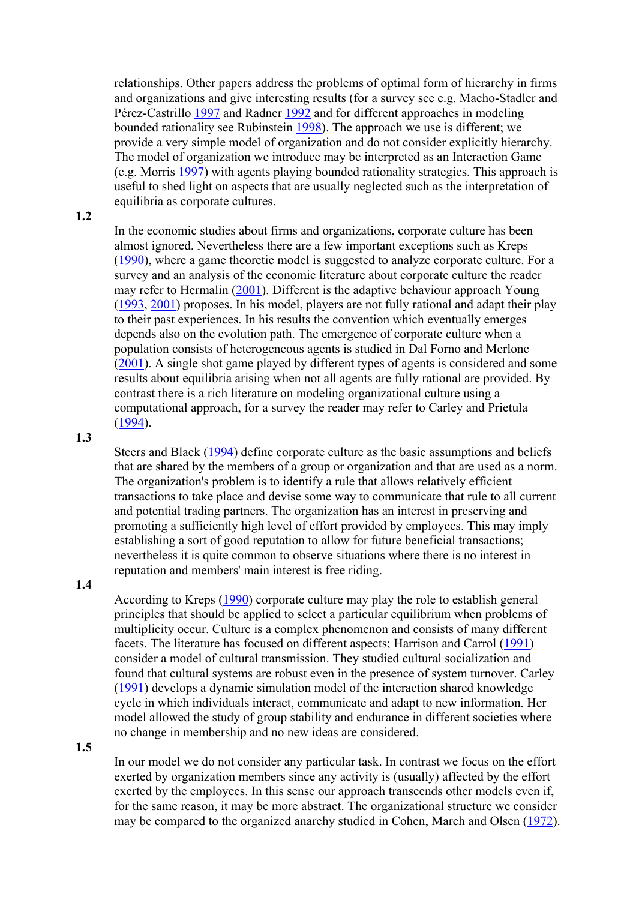relationships. Other papers address the problems of optimal form of hierarchy in firms and organizations and give interesting results (for a survey see e.g. Macho-Stadler and Pérez-Castrillo 1997 and Radner 1992 and for different approaches in modeling bounded rationality see Rubinstein 1998). The approach we use is different; we provide a very simple model of organization and do not consider explicitly hierarchy. The model of organization we introduce may be interpreted as an Interaction Game (e.g. Morris 1997) with agents playing bounded rationality strategies. This approach is useful to shed light on aspects that are usually neglected such as the interpretation of equilibria as corporate cultures.

**1.2**

In the economic studies about firms and organizations, corporate culture has been almost ignored. Nevertheless there are a few important exceptions such as Kreps (1990), where a game theoretic model is suggested to analyze corporate culture. For a survey and an analysis of the economic literature about corporate culture the reader may refer to Hermalin (2001). Different is the adaptive behaviour approach Young (1993, 2001) proposes. In his model, players are not fully rational and adapt their play to their past experiences. In his results the convention which eventually emerges depends also on the evolution path. The emergence of corporate culture when a population consists of heterogeneous agents is studied in Dal Forno and Merlone (2001). A single shot game played by different types of agents is considered and some results about equilibria arising when not all agents are fully rational are provided. By contrast there is a rich literature on modeling organizational culture using a computational approach, for a survey the reader may refer to Carley and Prietula (1994).

**1.3**

Steers and Black (1994) define corporate culture as the basic assumptions and beliefs that are shared by the members of a group or organization and that are used as a norm. The organization's problem is to identify a rule that allows relatively efficient transactions to take place and devise some way to communicate that rule to all current and potential trading partners. The organization has an interest in preserving and promoting a sufficiently high level of effort provided by employees. This may imply establishing a sort of good reputation to allow for future beneficial transactions; nevertheless it is quite common to observe situations where there is no interest in reputation and members' main interest is free riding.

**1.4**

According to Kreps (1990) corporate culture may play the role to establish general principles that should be applied to select a particular equilibrium when problems of multiplicity occur. Culture is a complex phenomenon and consists of many different facets. The literature has focused on different aspects; Harrison and Carrol (1991) consider a model of cultural transmission. They studied cultural socialization and found that cultural systems are robust even in the presence of system turnover. Carley (1991) develops a dynamic simulation model of the interaction shared knowledge cycle in which individuals interact, communicate and adapt to new information. Her model allowed the study of group stability and endurance in different societies where no change in membership and no new ideas are considered.

**1.5**

In our model we do not consider any particular task. In contrast we focus on the effort exerted by organization members since any activity is (usually) affected by the effort exerted by the employees. In this sense our approach transcends other models even if, for the same reason, it may be more abstract. The organizational structure we consider may be compared to the organized anarchy studied in Cohen, March and Olsen (1972).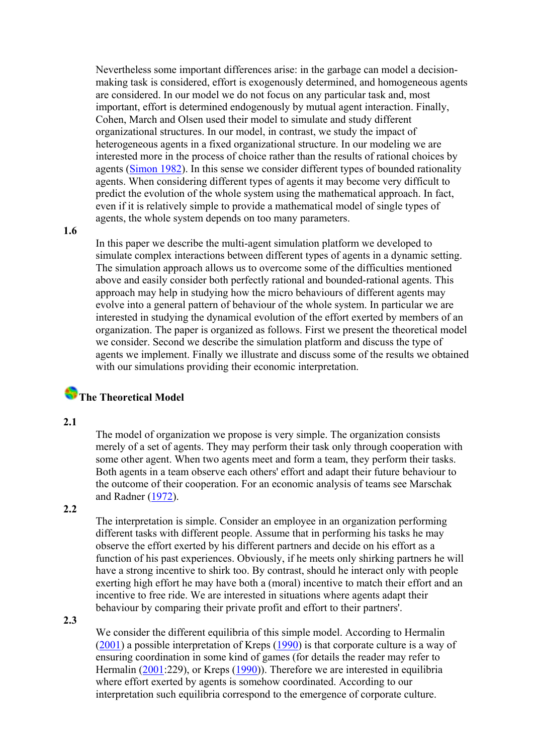Nevertheless some important differences arise: in the garbage can model a decision-making task is considered, effort is exogenously determined, and homogeneous agents are considered. In our model we do not focus on any particular task and, most important, effort is determined endogenously by mutual agent interaction. Finally, Cohen, March and Olsen used their model to simulate and study different organizational structures. In our model, in contrast, we study the impact of heterogeneous agents in a fixed organizational structure. In our modeling we are interested more in the process of choice rather than the results of rational choices by agents (Simon 1982). In this sense we consider different types of bounded rationality agents. When considering different types of agents it may become very difficult to predict the evolution of the whole system using the mathematical approach. In fact, even if it is relatively simple to provide a mathematical model of single types of agents, the whole system depends on too many parameters.

**1.6**

In this paper we describe the multi-agent simulation platform we developed to simulate complex interactions between different types of agents in a dynamic setting. The simulation approach allows us to overcome some of the difficulties mentioned above and easily consider both perfectly rational and bounded-rational agents. This approach may help in studying how the micro behaviours of different agents may evolve into a general pattern of behaviour of the whole system. In particular we are interested in studying the dynamical evolution of the effort exerted by members of an organization. The paper is organized as follows. First we present the theoretical model we consider. Second we describe the simulation platform and discuss the type of agents we implement. Finally we illustrate and discuss some of the results we obtained with our simulations providing their economic interpretation.

## The Theoretical Model

**2.1**

The model of organization we propose is very simple. The organization consists merely of a set of agents. They may perform their task only through cooperation with some other agent. When two agents meet and form a team, they perform their tasks. Both agents in a team observe each others' effort and adapt their future behaviour to the outcome of their cooperation. For an economic analysis of teams see Marschak and Radner (1972).

**2.2**

The interpretation is simple. Consider an employee in an organization performing different tasks with different people. Assume that in performing his tasks he may observe the effort exerted by his different partners and decide on his effort as a function of his past experiences. Obviously, if he meets only shirking partners he will have a strong incentive to shirk too. By contrast, should he interact only with people exerting high effort he may have both a (moral) incentive to match their effort and an incentive to free ride. We are interested in situations where agents adapt their behaviour by comparing their private profit and effort to their partners'.

**2.3**

We consider the different equilibria of this simple model. According to Hermalin (2001) a possible interpretation of Kreps (1990) is that corporate culture is a way of ensuring coordination in some kind of games (for details the reader may refer to Hermalin (2001:229), or Kreps (1990)). Therefore we are interested in equilibria where effort exerted by agents is somehow coordinated. According to our interpretation such equilibria correspond to the emergence of corporate culture.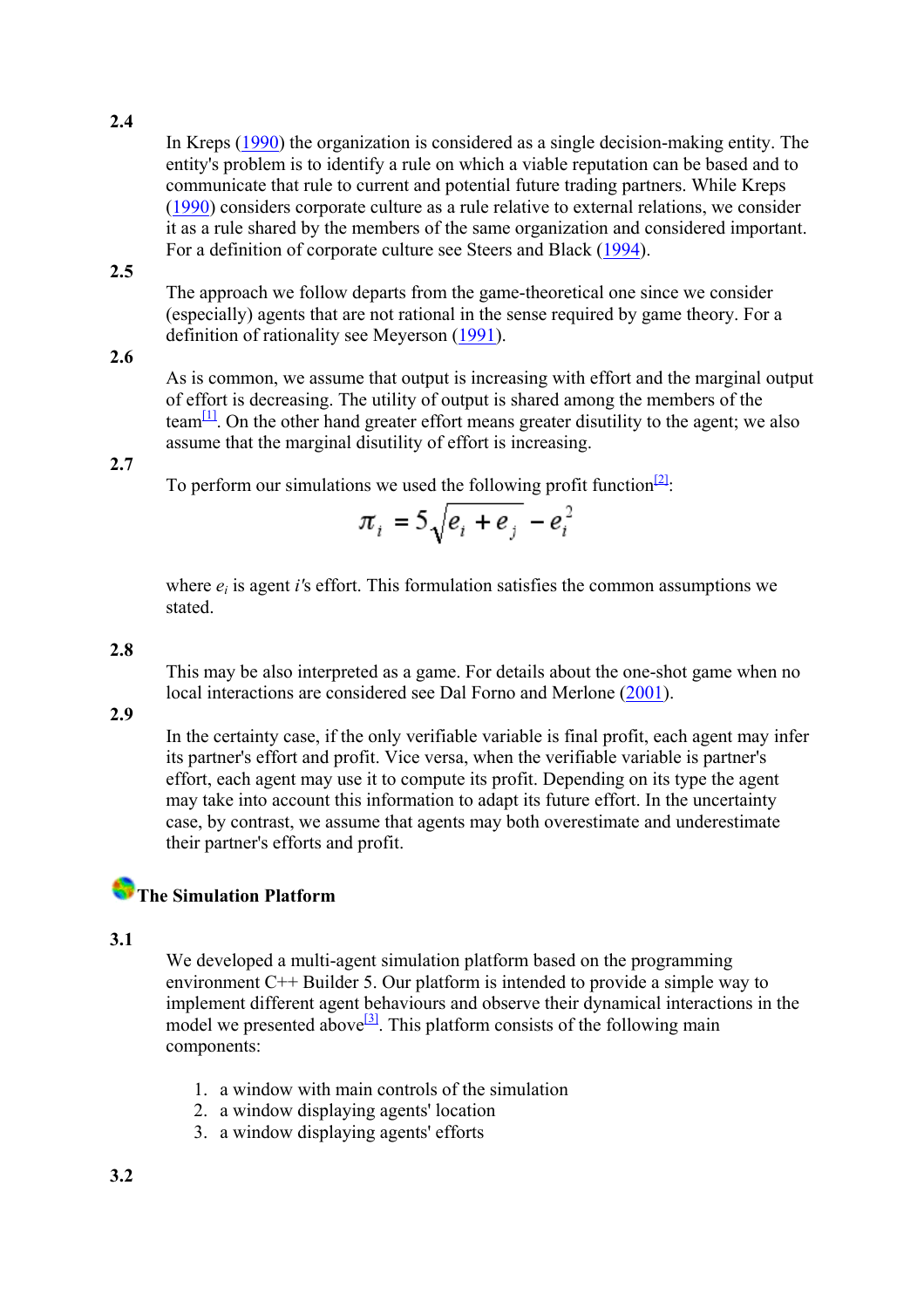**2.4**

In Kreps (1990) the organization is considered as a single decision-making entity. The entity's problem is to identify a rule on which a viable reputation can be based and to communicate that rule to current and potential future trading partners. While Kreps (1990) considers corporate culture as a rule relative to external relations, we consider it as a rule shared by the members of the same organization and considered important. For a definition of corporate culture see Steers and Black (1994).

**2.5**

The approach we follow departs from the game-theoretical one since we consider (especially) agents that are not rational in the sense required by game theory. For a definition of rationality see Meyerson (1991).

**2.6**

As is common, we assume that output is increasing with effort and the marginal output of effort is decreasing. The utility of output is shared among the members of the team[1]. On the other hand greater effort means greater disutility to the agent; we also assume that the marginal disutility of effort is increasing.

**2.7**

To perform our simulations we used the following profit function[2]:

$$\pi_i = 5\sqrt{e_i + e_j} - e_i^2$$

where $e_i$ is agent $i$'s effort. This formulation satisfies the common assumptions we stated.

**2.8**

This may be also interpreted as a game. For details about the one-shot game when no local interactions are considered see Dal Forno and Merlone (2001).

**2.9**

In the certainty case, if the only verifiable variable is final profit, each agent may infer its partner's effort and profit. Vice versa, when the verifiable variable is partner's effort, each agent may use it to compute its profit. Depending on its type the agent may take into account this information to adapt its future effort. In the uncertainty case, by contrast, we assume that agents may both overestimate and underestimate their partner's efforts and profit.

## The Simulation Platform

**3.1**

We developed a multi-agent simulation platform based on the programming environment C++ Builder 5. Our platform is intended to provide a simple way to implement different agent behaviours and observe their dynamical interactions in the model we presented above[3]. This platform consists of the following main components:

1. a window with main controls of the simulation
2. a window displaying agents' location
3. a window displaying agents' efforts

**3.2**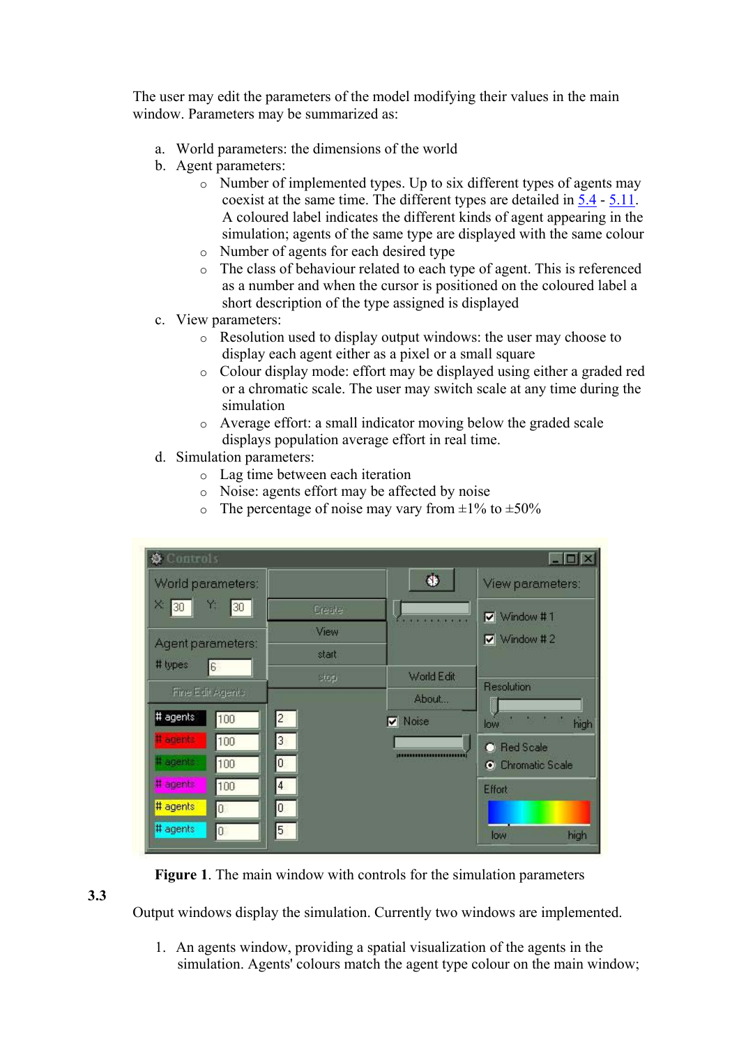The user may edit the parameters of the model modifying their values in the main window. Parameters may be summarized as:

a. World parameters: the dimensions of the world
b. Agent parameters:
   - Number of implemented types. Up to six different types of agents may coexist at the same time. The different types are detailed in 5.4 - 5.11. A coloured label indicates the different kinds of agent appearing in the simulation; agents of the same type are displayed with the same colour
   - Number of agents for each desired type
   - The class of behaviour related to each type of agent. This is referenced as a number and when the cursor is positioned on the coloured label a short description of the type assigned is displayed
c. View parameters:
   - Resolution used to display output windows: the user may choose to display each agent either as a pixel or a small square
   - Colour display mode: effort may be displayed using either a graded red or a chromatic scale. The user may switch scale at any time during the simulation
   - Average effort: a small indicator moving below the graded scale displays population average effort in real time.
d. Simulation parameters:
   - Lag time between each iteration
   - Noise: agents effort may be affected by noise
   - The percentage of noise may vary from ±1% to ±50%

**Figure 1**. The main window with controls for the simulation parameters

**3.3**

Output windows display the simulation. Currently two windows are implemented.

1. An agents window, providing a spatial visualization of the agents in the simulation. Agents' colours match the agent type colour on the main window;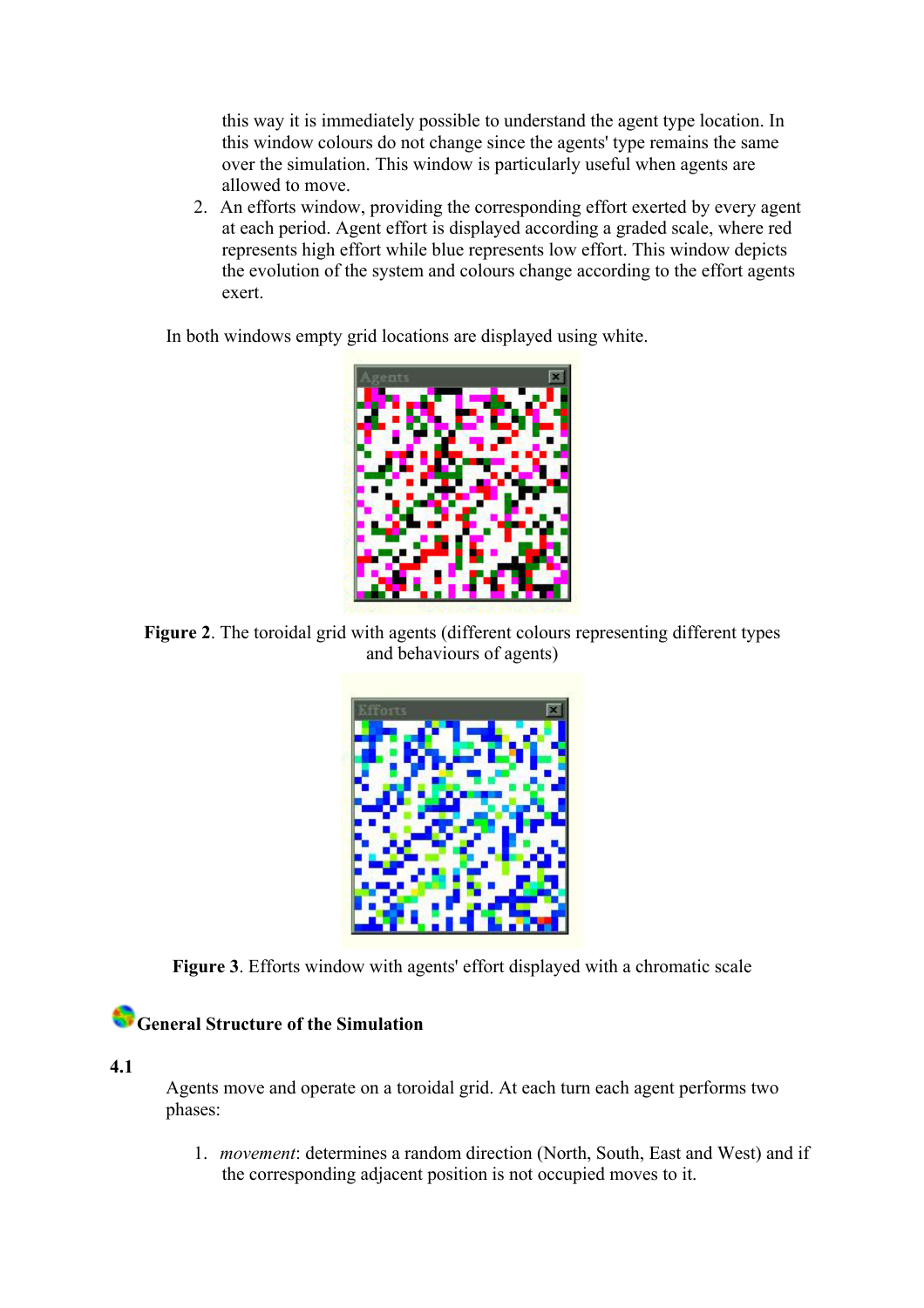this way it is immediately possible to understand the agent type location. In this window colours do not change since the agents' type remains the same over the simulation. This window is particularly useful when agents are allowed to move.

2. An efforts window, providing the corresponding effort exerted by every agent at each period. Agent effort is displayed according a graded scale, where red represents high effort while blue represents low effort. This window depicts the evolution of the system and colours change according to the effort agents exert.

In both windows empty grid locations are displayed using white.

**Figure 2**. The toroidal grid with agents (different colours representing different types and behaviours of agents)

**Figure 3**. Efforts window with agents' effort displayed with a chromatic scale

## General Structure of the Simulation

**4.1**

Agents move and operate on a toroidal grid. At each turn each agent performs two phases:

1. *movement*: determines a random direction (North, South, East and West) and if the corresponding adjacent position is not occupied moves to it.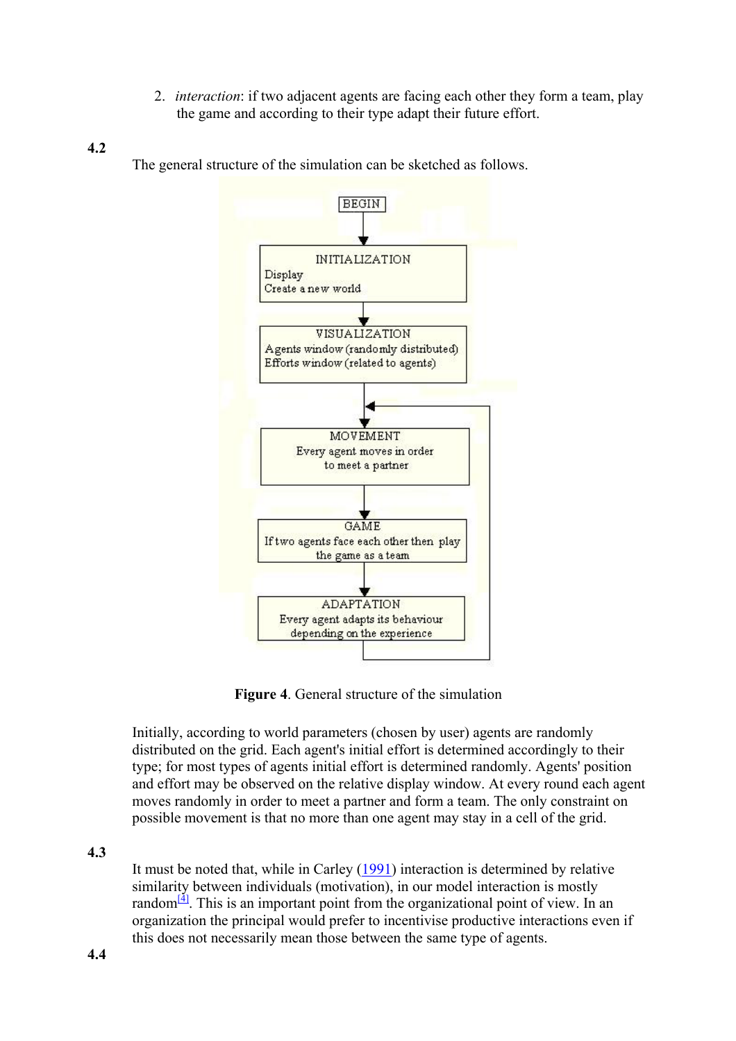2. *interaction*: if two adjacent agents are facing each other they form a team, play the game and according to their type adapt their future effort.

**4.2**

The general structure of the simulation can be sketched as follows.

BEGIN

INITIALIZATION
Display
Create a new world

VISUALIZATION
Agents window (randomly distributed)
Efforts window (related to agents)

MOVEMENT
Every agent moves in order to meet a partner

GAME
If two agents face each other then play the game as a team

ADAPTATION
Every agent adapts its behaviour depending on the experience

**Figure 4**. General structure of the simulation

Initially, according to world parameters (chosen by user) agents are randomly distributed on the grid. Each agent's initial effort is determined accordingly to their type; for most types of agents initial effort is determined randomly. Agents' position and effort may be observed on the relative display window. At every round each agent moves randomly in order to meet a partner and form a team. The only constraint on possible movement is that no more than one agent may stay in a cell of the grid.

**4.3**

It must be noted that, while in Carley (1991) interaction is determined by relative similarity between individuals (motivation), in our model interaction is mostly random[4]. This is an important point from the organizational point of view. In an organization the principal would prefer to incentivise productive interactions even if this does not necessarily mean those between the same type of agents.

**4.4**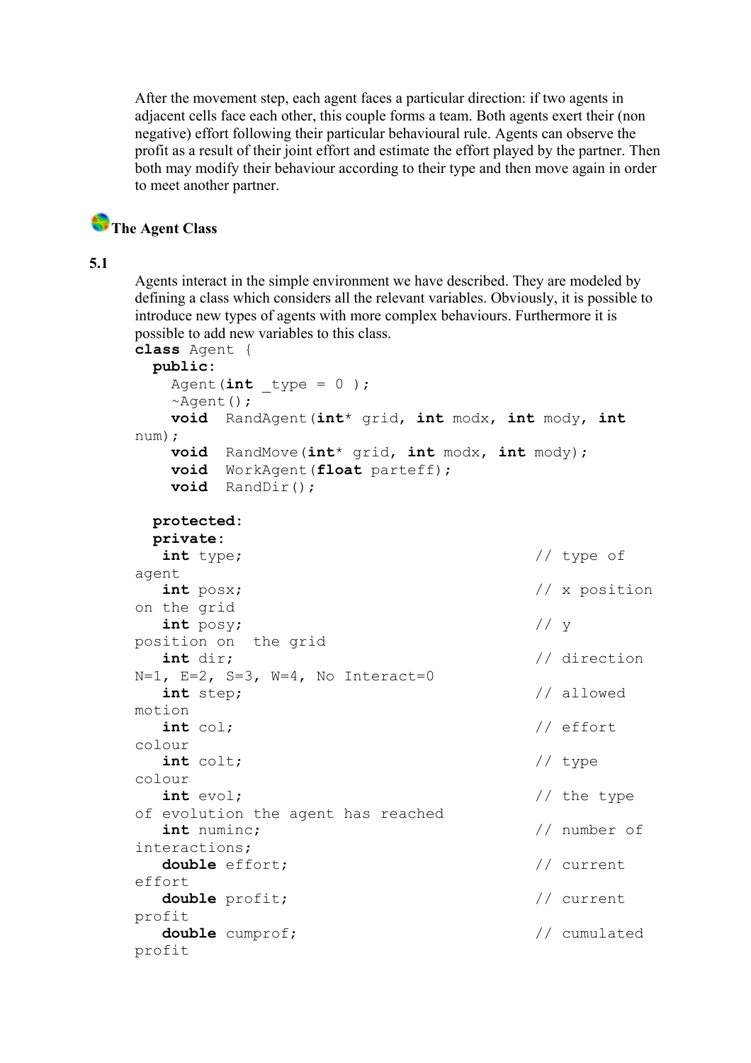After the movement step, each agent faces a particular direction: if two agents in adjacent cells face each other, this couple forms a team. Both agents exert their (non negative) effort following their particular behavioural rule. Agents can observe the profit as a result of their joint effort and estimate the effort played by the partner. Then both may modify their behaviour according to their type and then move again in order to meet another partner.

## The Agent Class

**5.1**

Agents interact in the simple environment we have described. They are modeled by defining a class which considers all the relevant variables. Obviously, it is possible to introduce new types of agents with more complex behaviours. Furthermore it is possible to add new variables to this class.

```
class Agent {
  public:
    Agent(int _type = 0 );
    ~Agent();
    void  RandAgent(int* grid, int modx, int mody, int num);
    void  RandMove(int* grid, int modx, int mody);
    void  WorkAgent(float parteff);
    void  RandDir();

  protected:
  private:
   int type;                                    // type of agent
   int posx;                                    // x position on the grid
   int posy;                                    // y position on  the grid
   int dir;                                     // direction N=1, E=2, S=3, W=4, No Interact=0
   int step;                                    // allowed motion
   int col;                                     // effort colour
   int colt;                                    // type colour
   int evol;                                    // the type of evolution the agent has reached
   int numinc;                                  // number of interactions;
   double effort;                               // current effort
   double profit;                               // current profit
   double cumprof;                              // cumulated profit
```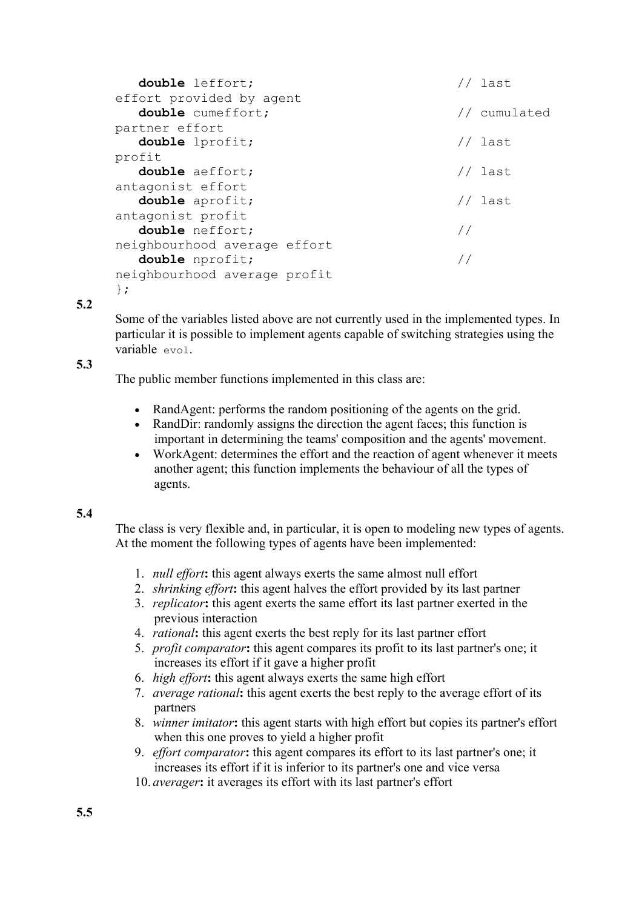```
   double leffort;                              // last effort provided by agent
   double cumeffort;                            // cumulated partner effort
   double lprofit;                              // last profit
   double aeffort;                              // last antagonist effort
   double aprofit;                              // last antagonist profit
   double neffort;                              // neighbourhood average effort
   double nprofit;                              // neighbourhood average profit
};
```

**5.2**

Some of the variables listed above are not currently used in the implemented types. In particular it is possible to implement agents capable of switching strategies using the variable `evol`.

**5.3**

The public member functions implemented in this class are:

- RandAgent: performs the random positioning of the agents on the grid.
- RandDir: randomly assigns the direction the agent faces; this function is important in determining the teams' composition and the agents' movement.
- WorkAgent: determines the effort and the reaction of agent whenever it meets another agent; this function implements the behaviour of all the types of agents.

**5.4**

The class is very flexible and, in particular, it is open to modeling new types of agents. At the moment the following types of agents have been implemented:

1. *null effort***:** this agent always exerts the same almost null effort
2. *shrinking effort***:** this agent halves the effort provided by its last partner
3. *replicator***:** this agent exerts the same effort its last partner exerted in the previous interaction
4. *rational***:** this agent exerts the best reply for its last partner effort
5. *profit comparator***:** this agent compares its profit to its last partner's one; it increases its effort if it gave a higher profit
6. *high effort***:** this agent always exerts the same high effort
7. *average rational***:** this agent exerts the best reply to the average effort of its partners
8. *winner imitator***:** this agent starts with high effort but copies its partner's effort when this one proves to yield a higher profit
9. *effort comparator***:** this agent compares its effort to its last partner's one; it increases its effort if it is inferior to its partner's one and vice versa
10. *averager***:** it averages its effort with its last partner's effort

**5.5**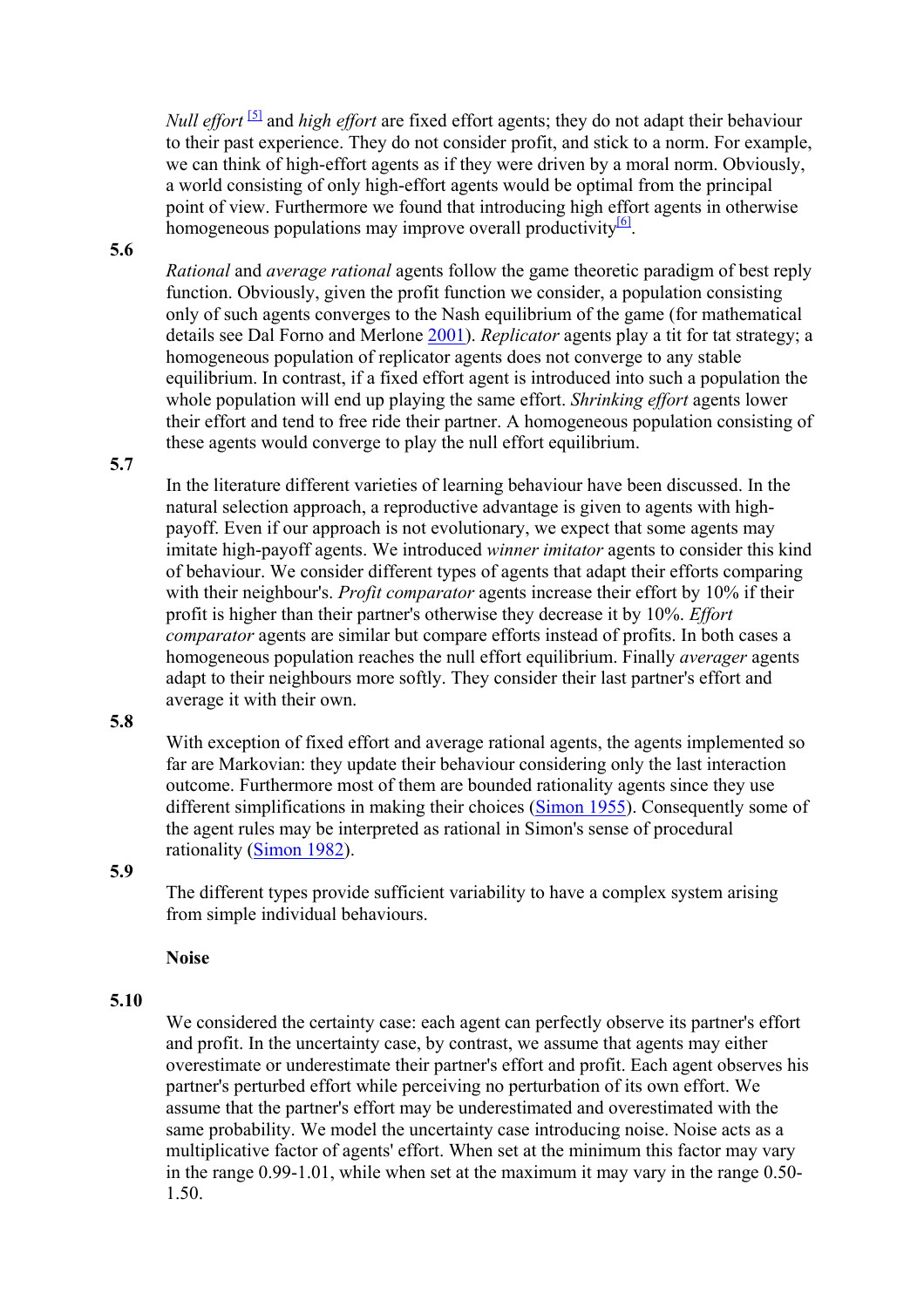*Null effort* [5] and *high effort* are fixed effort agents; they do not adapt their behaviour to their past experience. They do not consider profit, and stick to a norm. For example, we can think of high-effort agents as if they were driven by a moral norm. Obviously, a world consisting of only high-effort agents would be optimal from the principal point of view. Furthermore we found that introducing high effort agents in otherwise homogeneous populations may improve overall productivity[6].

**5.6**

*Rational* and *average rational* agents follow the game theoretic paradigm of best reply function. Obviously, given the profit function we consider, a population consisting only of such agents converges to the Nash equilibrium of the game (for mathematical details see Dal Forno and Merlone 2001). *Replicator* agents play a tit for tat strategy; a homogeneous population of replicator agents does not converge to any stable equilibrium. In contrast, if a fixed effort agent is introduced into such a population the whole population will end up playing the same effort. *Shrinking effort* agents lower their effort and tend to free ride their partner. A homogeneous population consisting of these agents would converge to play the null effort equilibrium.

**5.7**

In the literature different varieties of learning behaviour have been discussed. In the natural selection approach, a reproductive advantage is given to agents with high-payoff. Even if our approach is not evolutionary, we expect that some agents may imitate high-payoff agents. We introduced *winner imitator* agents to consider this kind of behaviour. We consider different types of agents that adapt their efforts comparing with their neighbour's. *Profit comparator* agents increase their effort by 10% if their profit is higher than their partner's otherwise they decrease it by 10%. *Effort comparator* agents are similar but compare efforts instead of profits. In both cases a homogeneous population reaches the null effort equilibrium. Finally *averager* agents adapt to their neighbours more softly. They consider their last partner's effort and average it with their own.

**5.8**

With exception of fixed effort and average rational agents, the agents implemented so far are Markovian: they update their behaviour considering only the last interaction outcome. Furthermore most of them are bounded rationality agents since they use different simplifications in making their choices (Simon 1955). Consequently some of the agent rules may be interpreted as rational in Simon's sense of procedural rationality (Simon 1982).

**5.9**

The different types provide sufficient variability to have a complex system arising from simple individual behaviours.

**Noise**

**5.10**

We considered the certainty case: each agent can perfectly observe its partner's effort and profit. In the uncertainty case, by contrast, we assume that agents may either overestimate or underestimate their partner's effort and profit. Each agent observes his partner's perturbed effort while perceiving no perturbation of its own effort. We assume that the partner's effort may be underestimated and overestimated with the same probability. We model the uncertainty case introducing noise. Noise acts as a multiplicative factor of agents' effort. When set at the minimum this factor may vary in the range 0.99-1.01, while when set at the maximum it may vary in the range 0.50-1.50.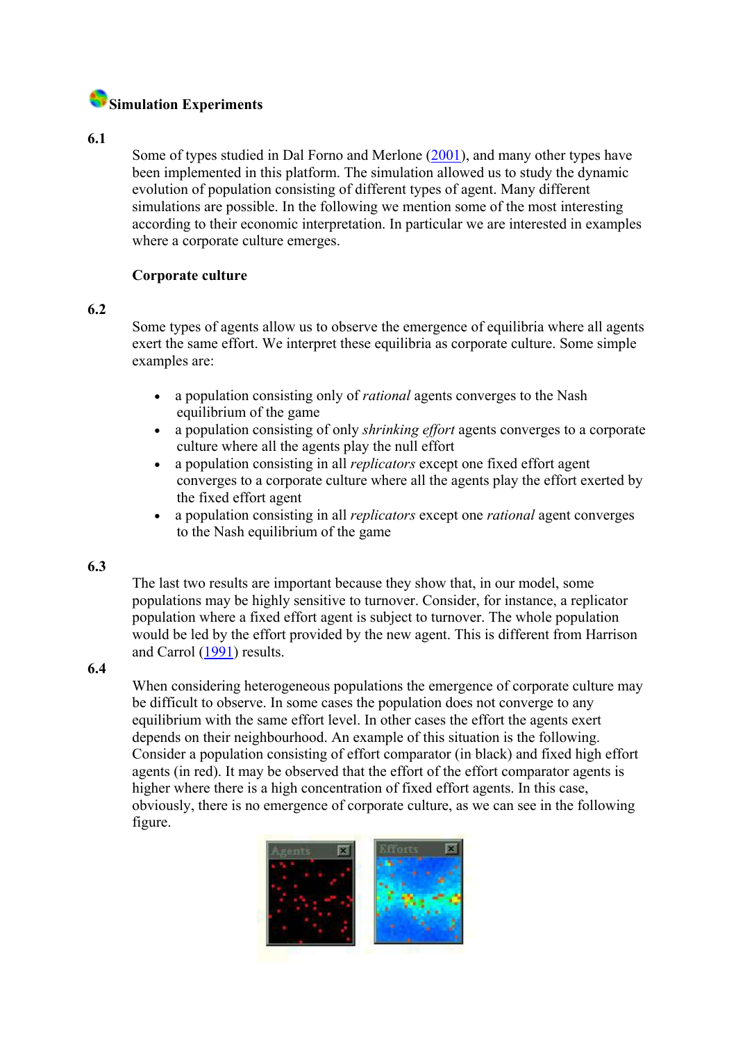## Simulation Experiments

**6.1**

Some of types studied in Dal Forno and Merlone (2001), and many other types have been implemented in this platform. The simulation allowed us to study the dynamic evolution of population consisting of different types of agent. Many different simulations are possible. In the following we mention some of the most interesting according to their economic interpretation. In particular we are interested in examples where a corporate culture emerges.

### Corporate culture

**6.2**

Some types of agents allow us to observe the emergence of equilibria where all agents exert the same effort. We interpret these equilibria as corporate culture. Some simple examples are:

- a population consisting only of *rational* agents converges to the Nash equilibrium of the game
- a population consisting of only *shrinking effort* agents converges to a corporate culture where all the agents play the null effort
- a population consisting in all *replicators* except one fixed effort agent converges to a corporate culture where all the agents play the effort exerted by the fixed effort agent
- a population consisting in all *replicators* except one *rational* agent converges to the Nash equilibrium of the game

**6.3**

The last two results are important because they show that, in our model, some populations may be highly sensitive to turnover. Consider, for instance, a replicator population where a fixed effort agent is subject to turnover. The whole population would be led by the effort provided by the new agent. This is different from Harrison and Carrol (1991) results.

**6.4**

When considering heterogeneous populations the emergence of corporate culture may be difficult to observe. In some cases the population does not converge to any equilibrium with the same effort level. In other cases the effort the agents exert depends on their neighbourhood. An example of this situation is the following. Consider a population consisting of effort comparator (in black) and fixed high effort agents (in red). It may be observed that the effort of the effort comparator agents is higher where there is a high concentration of fixed effort agents. In this case, obviously, there is no emergence of corporate culture, as we can see in the following figure.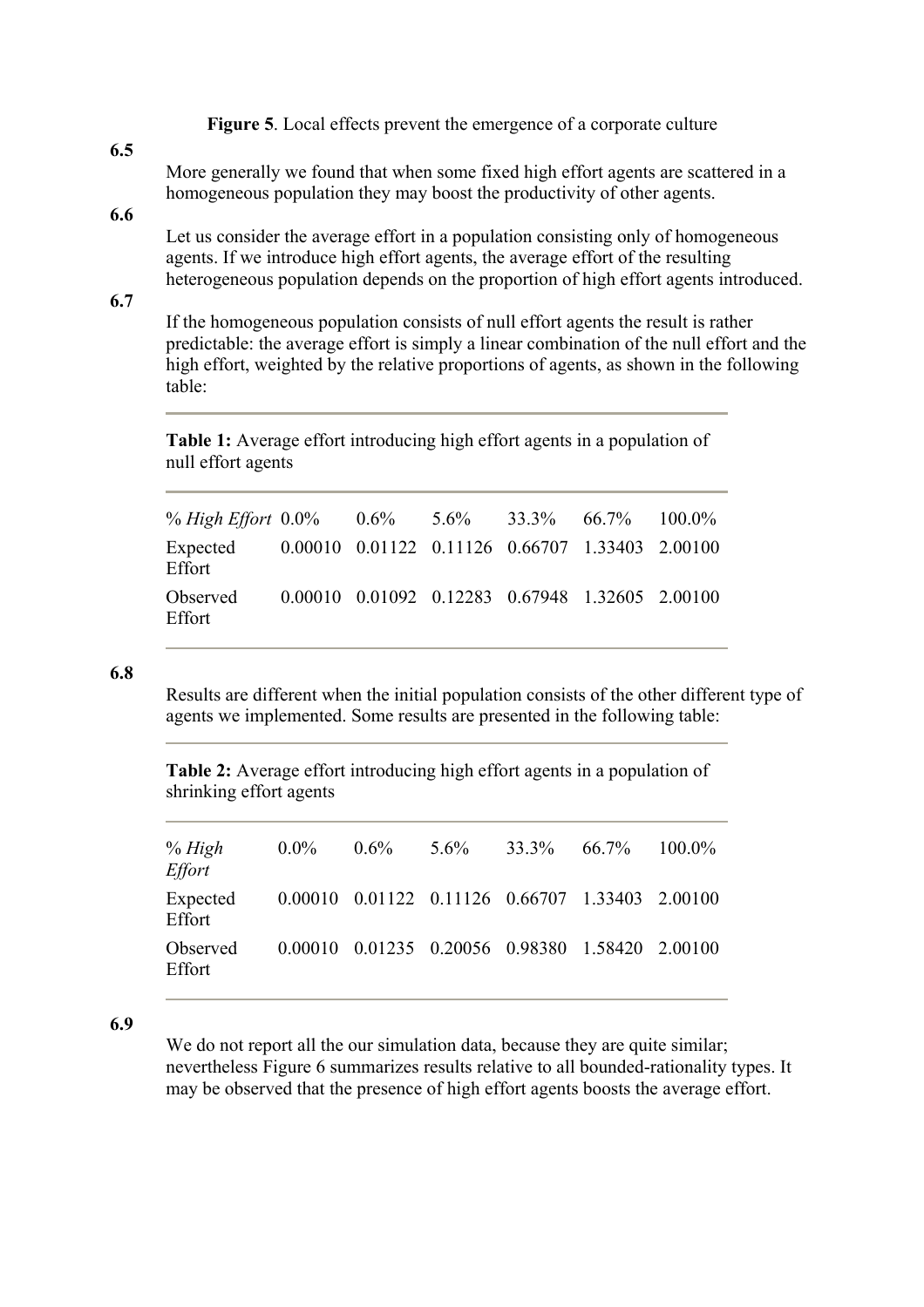**Figure 5**. Local effects prevent the emergence of a corporate culture

**6.5**

More generally we found that when some fixed high effort agents are scattered in a homogeneous population they may boost the productivity of other agents.

**6.6**

Let us consider the average effort in a population consisting only of homogeneous agents. If we introduce high effort agents, the average effort of the resulting heterogeneous population depends on the proportion of high effort agents introduced.

**6.7**

If the homogeneous population consists of null effort agents the result is rather predictable: the average effort is simply a linear combination of the null effort and the high effort, weighted by the relative proportions of agents, as shown in the following table:

**Table 1:** Average effort introducing high effort agents in a population of null effort agents

| *% High Effort* | 0.0% | 0.6% | 5.6% | 33.3% | 66.7% | 100.0% |
|---|---|---|---|---|---|---|
| Expected Effort | 0.00010 | 0.01122 | 0.11126 | 0.66707 | 1.33403 | 2.00100 |
| Observed Effort | 0.00010 | 0.01092 | 0.12283 | 0.67948 | 1.32605 | 2.00100 |

**6.8**

Results are different when the initial population consists of the other different type of agents we implemented. Some results are presented in the following table:

**Table 2:** Average effort introducing high effort agents in a population of shrinking effort agents

| *% High Effort* | 0.0% | 0.6% | 5.6% | 33.3% | 66.7% | 100.0% |
|---|---|---|---|---|---|---|
| Expected Effort | 0.00010 | 0.01122 | 0.11126 | 0.66707 | 1.33403 | 2.00100 |
| Observed Effort | 0.00010 | 0.01235 | 0.20056 | 0.98380 | 1.58420 | 2.00100 |

**6.9**

We do not report all the our simulation data, because they are quite similar; nevertheless Figure 6 summarizes results relative to all bounded-rationality types. It may be observed that the presence of high effort agents boosts the average effort.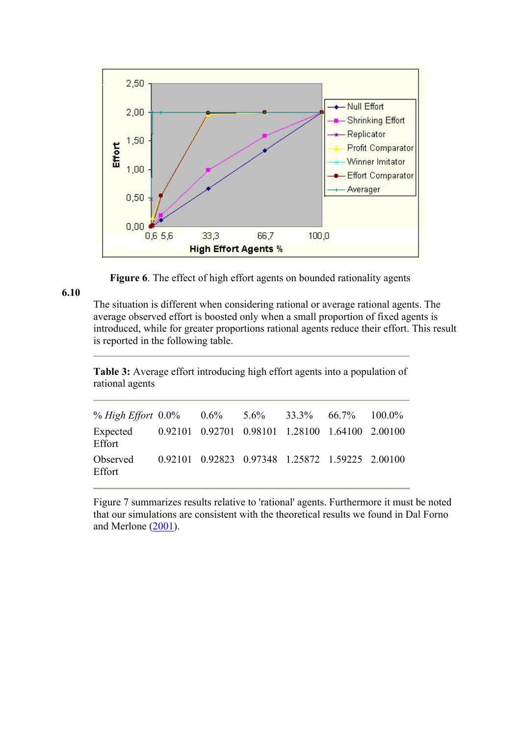**Figure 6**. The effect of high effort agents on bounded rationality agents

**6.10**

The situation is different when considering rational or average rational agents. The average observed effort is boosted only when a small proportion of fixed agents is introduced, while for greater proportions rational agents reduce their effort. This result is reported in the following table.

**Table 3:** Average effort introducing high effort agents into a population of rational agents

| *% High Effort* | 0.0% | 0.6% | 5.6% | 33.3% | 66.7% | 100.0% |
|---|---|---|---|---|---|---|
| Expected Effort | 0.92101 | 0.92701 | 0.98101 | 1.28100 | 1.64100 | 2.00100 |
| Observed Effort | 0.92101 | 0.92823 | 0.97348 | 1.25872 | 1.59225 | 2.00100 |

Figure 7 summarizes results relative to 'rational' agents. Furthermore it must be noted that our simulations are consistent with the theoretical results we found in Dal Forno and Merlone (2001).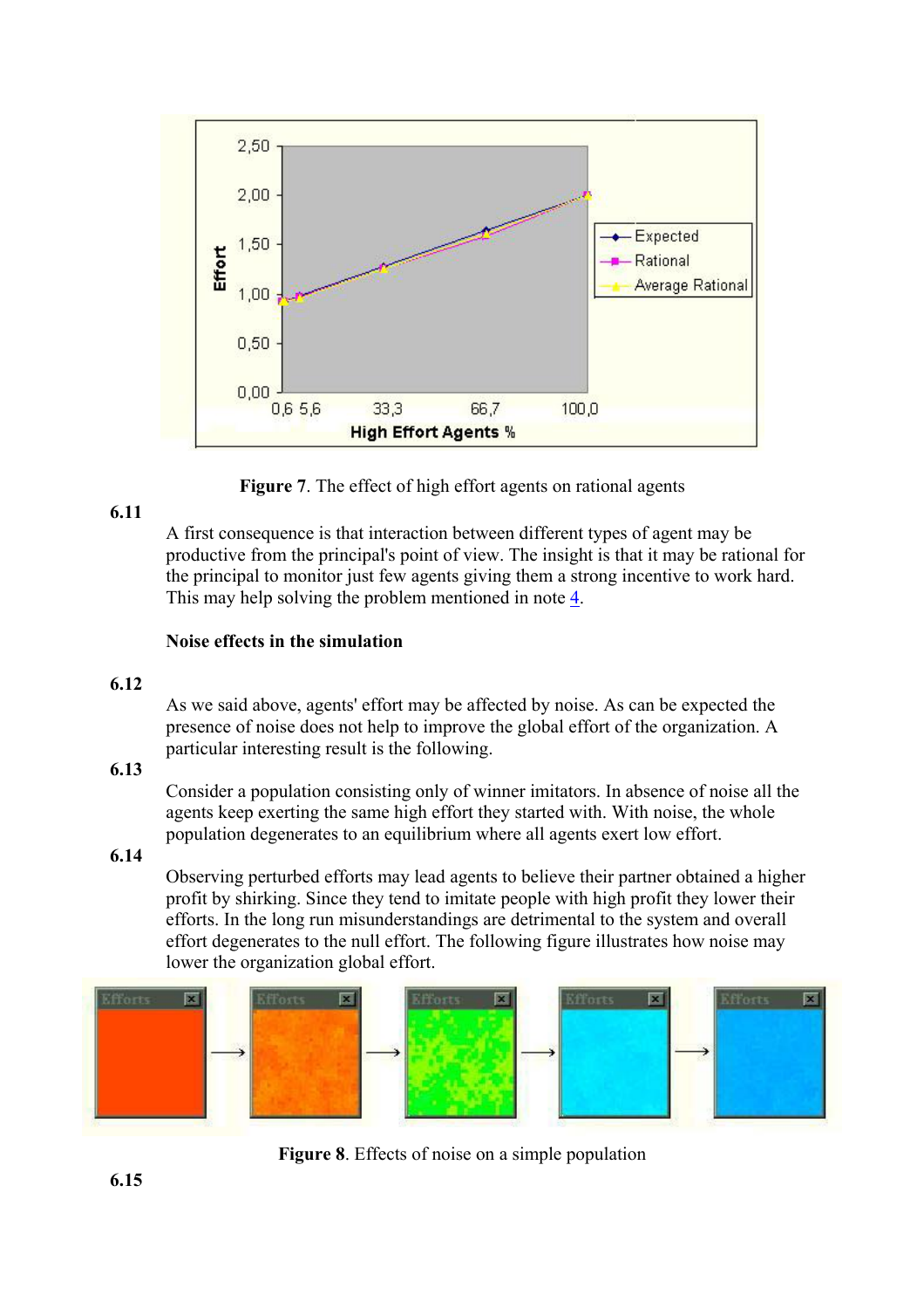**Figure 7**. The effect of high effort agents on rational agents

**6.11**

A first consequence is that interaction between different types of agent may be productive from the principal's point of view. The insight is that it may be rational for the principal to monitor just few agents giving them a strong incentive to work hard. This may help solving the problem mentioned in note 4.

**Noise effects in the simulation**

**6.12**

As we said above, agents' effort may be affected by noise. As can be expected the presence of noise does not help to improve the global effort of the organization. A particular interesting result is the following.

**6.13**

Consider a population consisting only of winner imitators. In absence of noise all the agents keep exerting the same high effort they started with. With noise, the whole population degenerates to an equilibrium where all agents exert low effort.

**6.14**

Observing perturbed efforts may lead agents to believe their partner obtained a higher profit by shirking. Since they tend to imitate people with high profit they lower their efforts. In the long run misunderstandings are detrimental to the system and overall effort degenerates to the null effort. The following figure illustrates how noise may lower the organization global effort.

**Figure 8**. Effects of noise on a simple population

**6.15**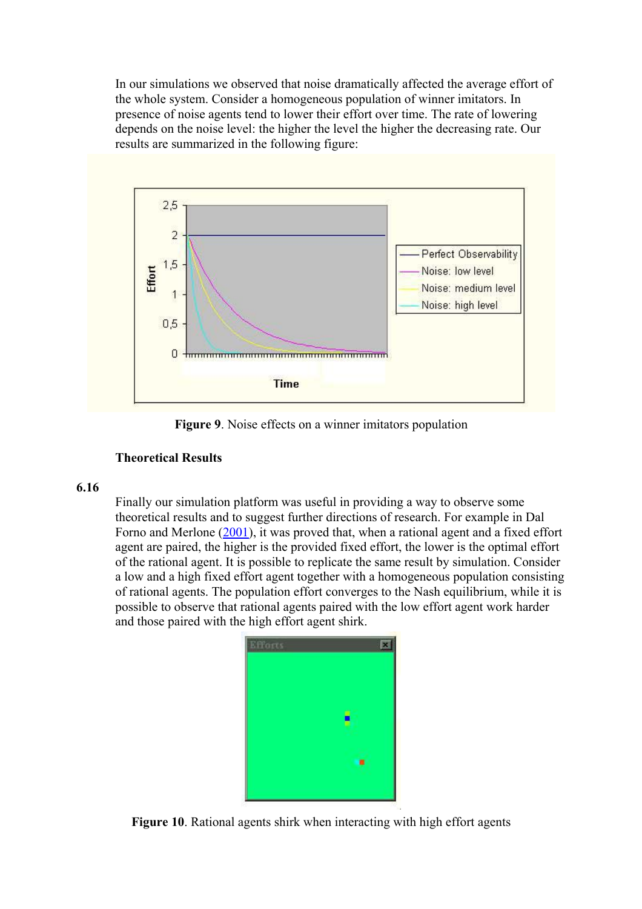In our simulations we observed that noise dramatically affected the average effort of the whole system. Consider a homogeneous population of winner imitators. In presence of noise agents tend to lower their effort over time. The rate of lowering depends on the noise level: the higher the level the higher the decreasing rate. Our results are summarized in the following figure:

**Figure 9**. Noise effects on a winner imitators population

**Theoretical Results**

**6.16**

Finally our simulation platform was useful in providing a way to observe some theoretical results and to suggest further directions of research. For example in Dal Forno and Merlone (2001), it was proved that, when a rational agent and a fixed effort agent are paired, the higher is the provided fixed effort, the lower is the optimal effort of the rational agent. It is possible to replicate the same result by simulation. Consider a low and a high fixed effort agent together with a homogeneous population consisting of rational agents. The population effort converges to the Nash equilibrium, while it is possible to observe that rational agents paired with the low effort agent work harder and those paired with the high effort agent shirk.

**Figure 10**. Rational agents shirk when interacting with high effort agents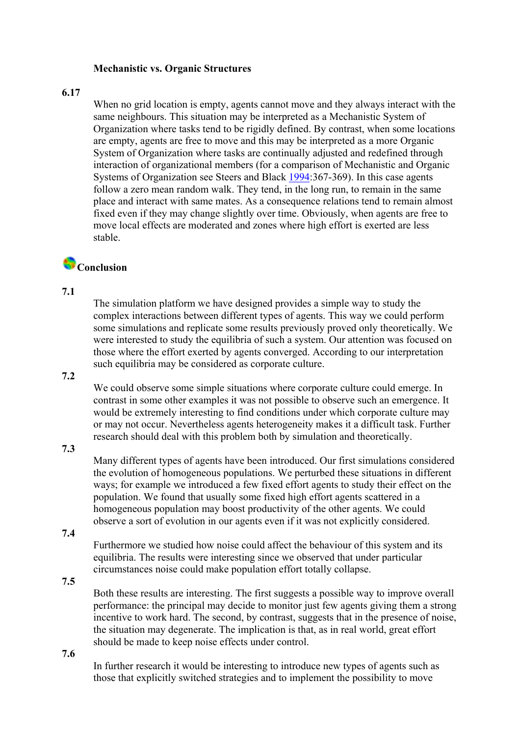**Mechanistic vs. Organic Structures**

**6.17**

When no grid location is empty, agents cannot move and they always interact with the same neighbours. This situation may be interpreted as a Mechanistic System of Organization where tasks tend to be rigidly defined. By contrast, when some locations are empty, agents are free to move and this may be interpreted as a more Organic System of Organization where tasks are continually adjusted and redefined through interaction of organizational members (for a comparison of Mechanistic and Organic Systems of Organization see Steers and Black 1994:367-369). In this case agents follow a zero mean random walk. They tend, in the long run, to remain in the same place and interact with same mates. As a consequence relations tend to remain almost fixed even if they may change slightly over time. Obviously, when agents are free to move local effects are moderated and zones where high effort is exerted are less stable.

## Conclusion

**7.1**

The simulation platform we have designed provides a simple way to study the complex interactions between different types of agents. This way we could perform some simulations and replicate some results previously proved only theoretically. We were interested to study the equilibria of such a system. Our attention was focused on those where the effort exerted by agents converged. According to our interpretation such equilibria may be considered as corporate culture.

**7.2**

We could observe some simple situations where corporate culture could emerge. In contrast in some other examples it was not possible to observe such an emergence. It would be extremely interesting to find conditions under which corporate culture may or may not occur. Nevertheless agents heterogeneity makes it a difficult task. Further research should deal with this problem both by simulation and theoretically.

**7.3**

Many different types of agents have been introduced. Our first simulations considered the evolution of homogeneous populations. We perturbed these situations in different ways; for example we introduced a few fixed effort agents to study their effect on the population. We found that usually some fixed high effort agents scattered in a homogeneous population may boost productivity of the other agents. We could observe a sort of evolution in our agents even if it was not explicitly considered.

**7.4**

Furthermore we studied how noise could affect the behaviour of this system and its equilibria. The results were interesting since we observed that under particular circumstances noise could make population effort totally collapse.

**7.5**

Both these results are interesting. The first suggests a possible way to improve overall performance: the principal may decide to monitor just few agents giving them a strong incentive to work hard. The second, by contrast, suggests that in the presence of noise, the situation may degenerate. The implication is that, as in real world, great effort should be made to keep noise effects under control.

**7.6**

In further research it would be interesting to introduce new types of agents such as those that explicitly switched strategies and to implement the possibility to move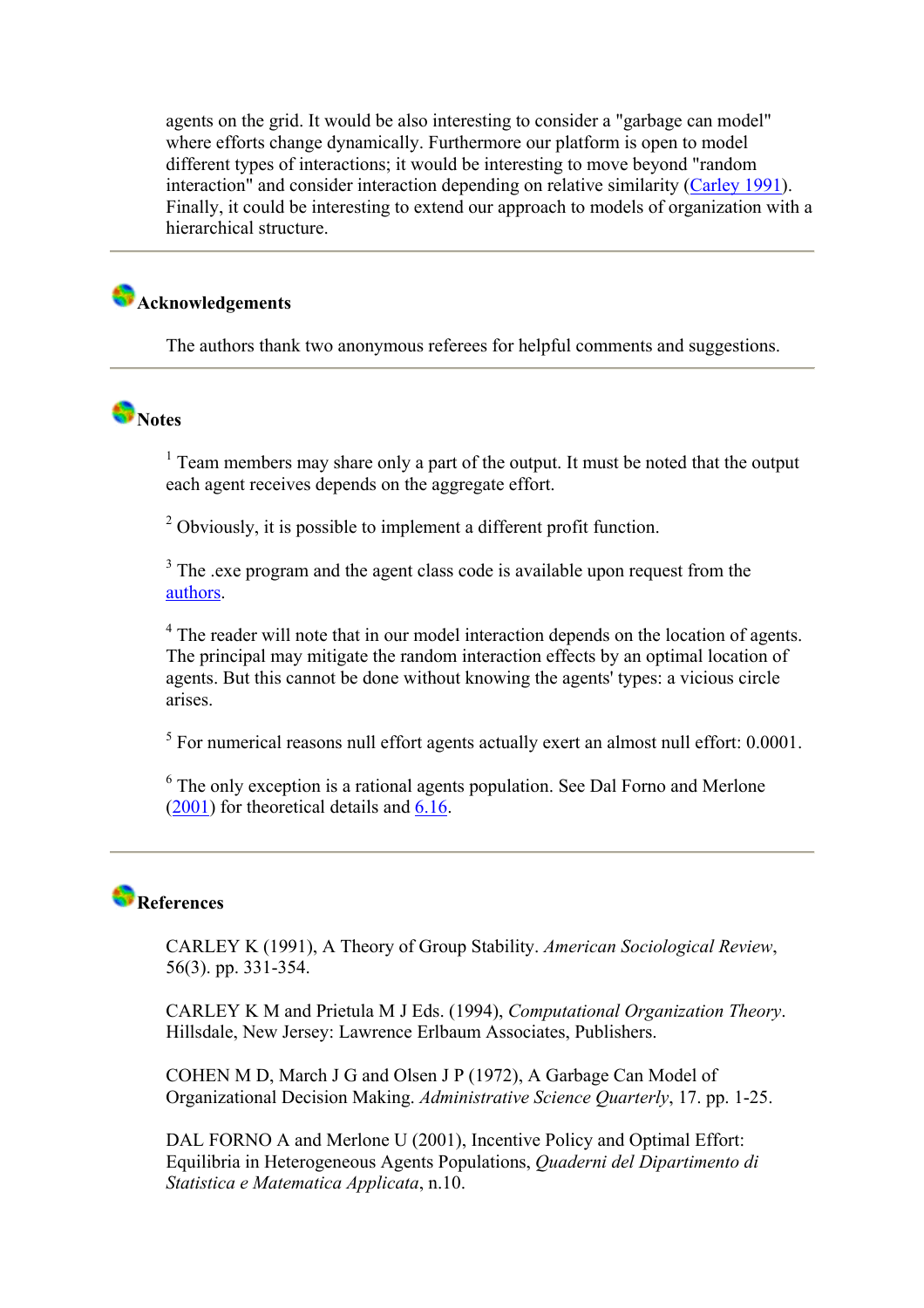agents on the grid. It would be also interesting to consider a "garbage can model" where efforts change dynamically. Furthermore our platform is open to model different types of interactions; it would be interesting to move beyond "random interaction" and consider interaction depending on relative similarity (Carley 1991). Finally, it could be interesting to extend our approach to models of organization with a hierarchical structure.

---

## Acknowledgements

The authors thank two anonymous referees for helpful comments and suggestions.

---

## Notes

[1] Team members may share only a part of the output. It must be noted that the output each agent receives depends on the aggregate effort.

[2] Obviously, it is possible to implement a different profit function.

[3] The .exe program and the agent class code is available upon request from the authors.

[4] The reader will note that in our model interaction depends on the location of agents. The principal may mitigate the random interaction effects by an optimal location of agents. But this cannot be done without knowing the agents' types: a vicious circle arises.

[5] For numerical reasons null effort agents actually exert an almost null effort: 0.0001.

[6] The only exception is a rational agents population. See Dal Forno and Merlone (2001) for theoretical details and 6.16.

---

## References

CARLEY K (1991), A Theory of Group Stability. *American Sociological Review*, 56(3). pp. 331-354.

CARLEY K M and Prietula M J Eds. (1994), *Computational Organization Theory*. Hillsdale, New Jersey: Lawrence Erlbaum Associates, Publishers.

COHEN M D, March J G and Olsen J P (1972), A Garbage Can Model of Organizational Decision Making. *Administrative Science Quarterly*, 17. pp. 1-25.

DAL FORNO A and Merlone U (2001), Incentive Policy and Optimal Effort: Equilibria in Heterogeneous Agents Populations, *Quaderni del Dipartimento di Statistica e Matematica Applicata*, n.10.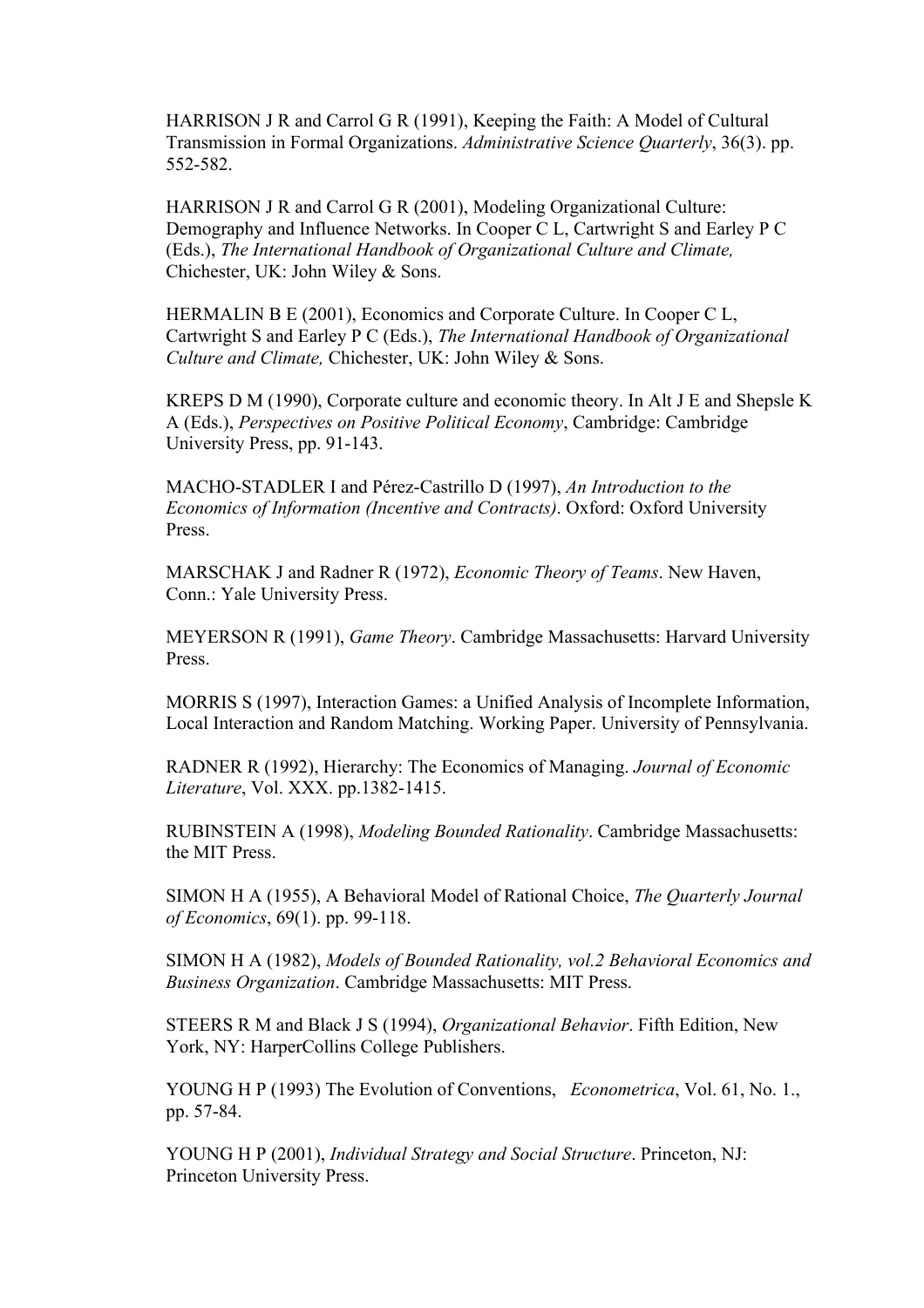HARRISON J R and Carrol G R (1991), Keeping the Faith: A Model of Cultural Transmission in Formal Organizations. *Administrative Science Quarterly*, 36(3). pp. 552-582.

HARRISON J R and Carrol G R (2001), Modeling Organizational Culture: Demography and Influence Networks. In Cooper C L, Cartwright S and Earley P C (Eds.), *The International Handbook of Organizational Culture and Climate,* Chichester, UK: John Wiley & Sons.

HERMALIN B E (2001), Economics and Corporate Culture. In Cooper C L, Cartwright S and Earley P C (Eds.), *The International Handbook of Organizational Culture and Climate,* Chichester, UK: John Wiley & Sons.

KREPS D M (1990), Corporate culture and economic theory. In Alt J E and Shepsle K A (Eds.), *Perspectives on Positive Political Economy*, Cambridge: Cambridge University Press, pp. 91-143.

MACHO-STADLER I and Pérez-Castrillo D (1997), *An Introduction to the Economics of Information (Incentive and Contracts)*. Oxford: Oxford University Press.

MARSCHAK J and Radner R (1972), *Economic Theory of Teams*. New Haven, Conn.: Yale University Press.

MEYERSON R (1991), *Game Theory*. Cambridge Massachusetts: Harvard University Press.

MORRIS S (1997), Interaction Games: a Unified Analysis of Incomplete Information, Local Interaction and Random Matching. Working Paper. University of Pennsylvania.

RADNER R (1992), Hierarchy: The Economics of Managing. *Journal of Economic Literature*, Vol. XXX. pp.1382-1415.

RUBINSTEIN A (1998), *Modeling Bounded Rationality*. Cambridge Massachusetts: the MIT Press.

SIMON H A (1955), A Behavioral Model of Rational Choice, *The Quarterly Journal of Economics*, 69(1). pp. 99-118.

SIMON H A (1982), *Models of Bounded Rationality, vol.2 Behavioral Economics and Business Organization*. Cambridge Massachusetts: MIT Press.

STEERS R M and Black J S (1994), *Organizational Behavior*. Fifth Edition, New York, NY: HarperCollins College Publishers.

YOUNG H P (1993) The Evolution of Conventions, *Econometrica*, Vol. 61, No. 1., pp. 57-84.

YOUNG H P (2001), *Individual Strategy and Social Structure*. Princeton, NJ: Princeton University Press.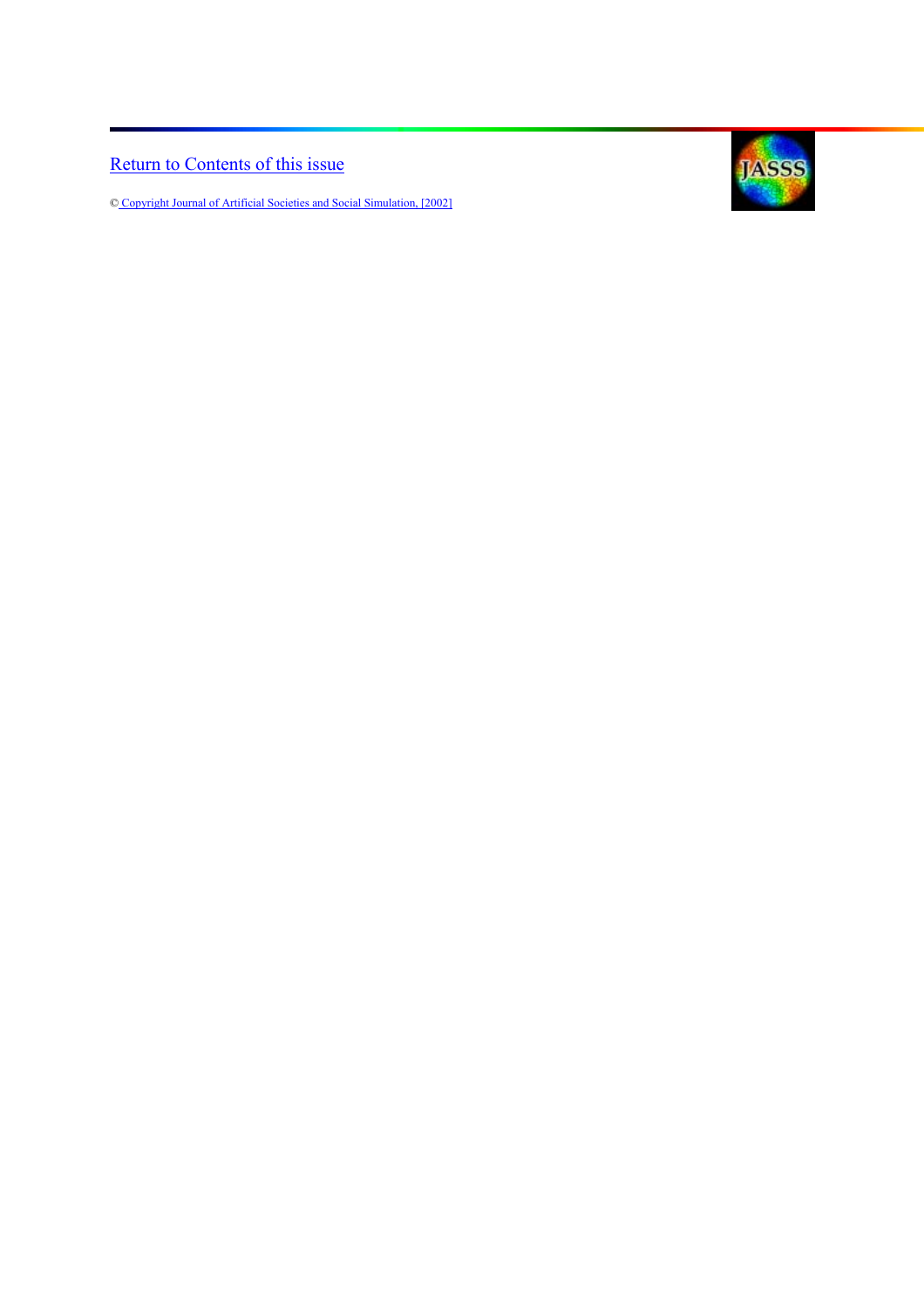[Return to Contents of this issue](#)

© [Copyright Journal of Artificial Societies and Social Simulation, [2002]](#)